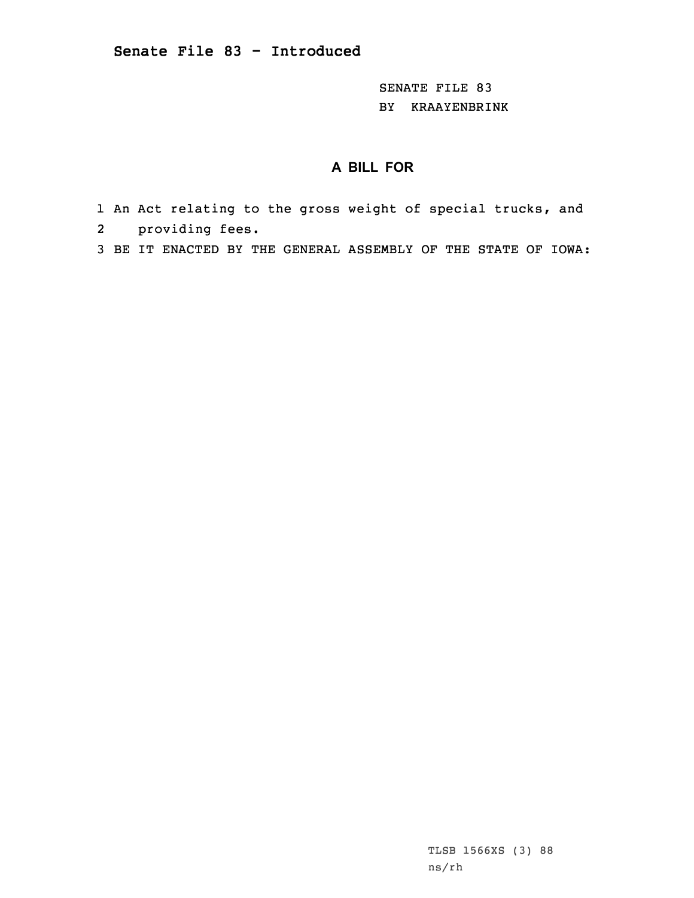# Senate File 83 - Introduced

SENATE FILE 83
BY KRAAYENBRINK

## A BILL FOR

1 An Act relating to the gross weight of special trucks, and
2 providing fees.
3 BE IT ENACTED BY THE GENERAL ASSEMBLY OF THE STATE OF IOWA:

TLSB 1566XS (3) 88
ns/rh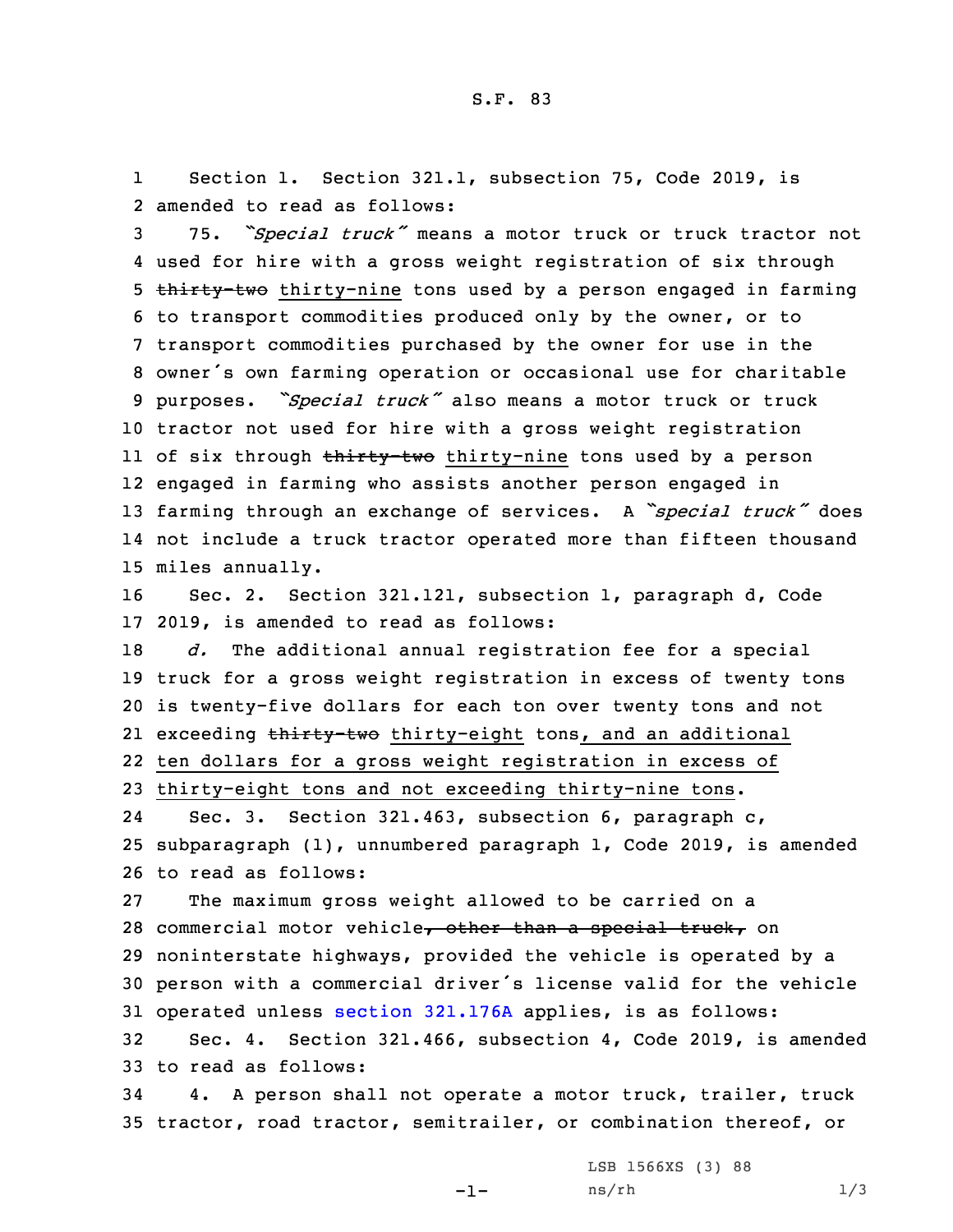S.F. 83

1 Section 1. Section 321.1, subsection 75, Code 2019, is
2 amended to read as follows:

3 75. *"Special truck"* means a motor truck or truck tractor not
4 used for hire with a gross weight registration of six through
5 ~~thirty-two~~ thirty-nine tons used by a person engaged in farming
6 to transport commodities produced only by the owner, or to
7 transport commodities purchased by the owner for use in the
8 owner's own farming operation or occasional use for charitable
9 purposes. *"Special truck"* also means a motor truck or truck
10 tractor not used for hire with a gross weight registration
11 of six through ~~thirty-two~~ thirty-nine tons used by a person
12 engaged in farming who assists another person engaged in
13 farming through an exchange of services. A *"special truck"* does
14 not include a truck tractor operated more than fifteen thousand
15 miles annually.

16 Sec. 2. Section 321.121, subsection 1, paragraph d, Code
17 2019, is amended to read as follows:

18 *d.* The additional annual registration fee for a special
19 truck for a gross weight registration in excess of twenty tons
20 is twenty-five dollars for each ton over twenty tons and not
21 exceeding ~~thirty-two~~ thirty-eight tons, and an additional
22 ten dollars for a gross weight registration in excess of
23 thirty-eight tons and not exceeding thirty-nine tons.

24 Sec. 3. Section 321.463, subsection 6, paragraph c,
25 subparagraph (1), unnumbered paragraph 1, Code 2019, is amended
26 to read as follows:

27 The maximum gross weight allowed to be carried on a
28 commercial motor vehicle~~, other than a special truck,~~ on
29 noninterstate highways, provided the vehicle is operated by a
30 person with a commercial driver's license valid for the vehicle
31 operated unless section 321.176A applies, is as follows:

32 Sec. 4. Section 321.466, subsection 4, Code 2019, is amended
33 to read as follows:

34 4. A person shall not operate a motor truck, trailer, truck
35 tractor, road tractor, semitrailer, or combination thereof, or

LSB 1566XS (3) 88
ns/rh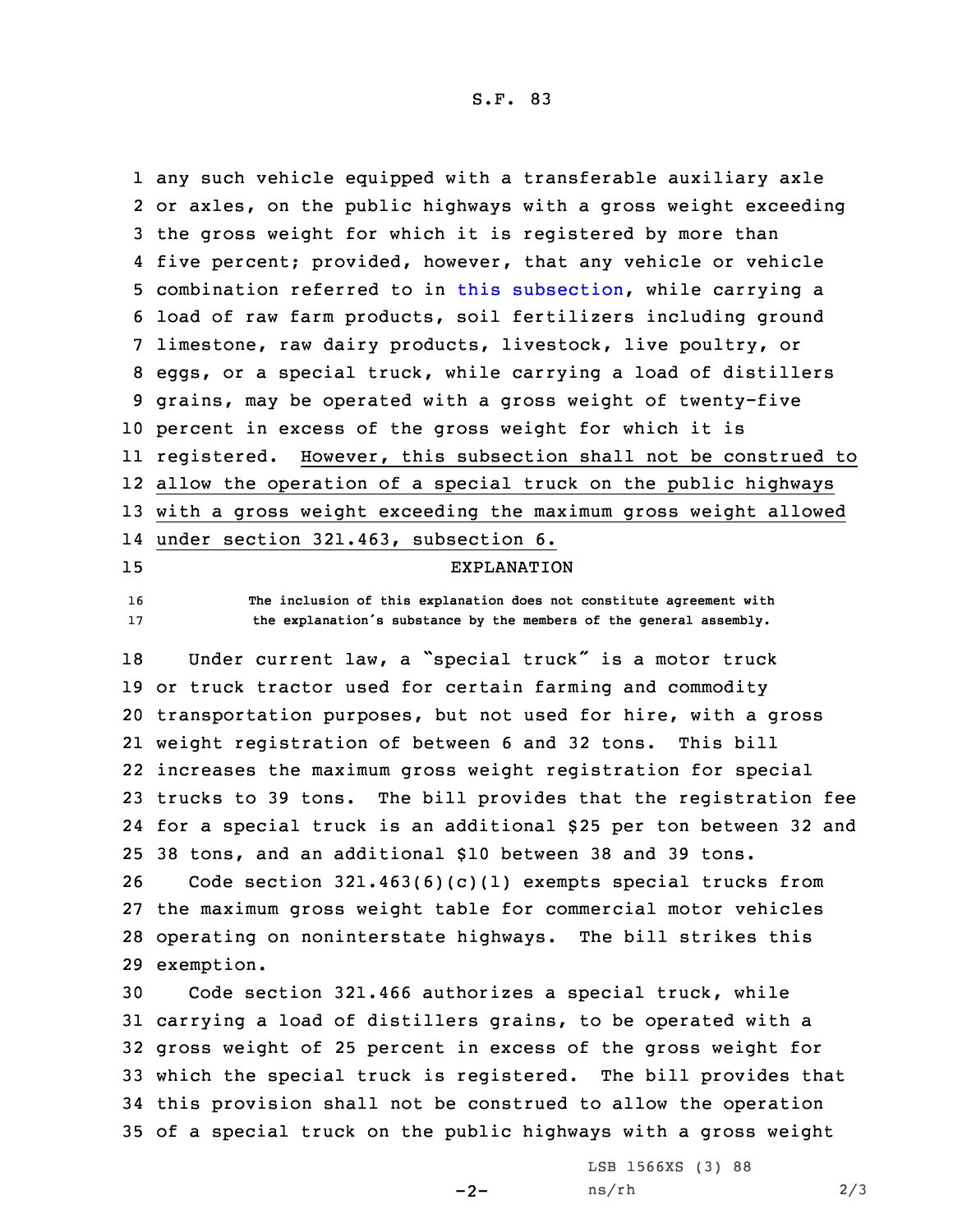any such vehicle equipped with a transferable auxiliary axle or axles, on the public highways with a gross weight exceeding the gross weight for which it is registered by more than five percent; provided, however, that any vehicle or vehicle combination referred to in this subsection, while carrying a load of raw farm products, soil fertilizers including ground limestone, raw dairy products, livestock, live poultry, or eggs, or a special truck, while carrying a load of distillers grains, may be operated with a gross weight of twenty-five percent in excess of the gross weight for which it is registered. However, this subsection shall not be construed to allow the operation of a special truck on the public highways with a gross weight exceeding the maximum gross weight allowed under section 321.463, subsection 6.

EXPLANATION

The inclusion of this explanation does not constitute agreement with the explanation's substance by the members of the general assembly.

Under current law, a "special truck" is a motor truck or truck tractor used for certain farming and commodity transportation purposes, but not used for hire, with a gross weight registration of between 6 and 32 tons. This bill increases the maximum gross weight registration for special trucks to 39 tons. The bill provides that the registration fee for a special truck is an additional $25 per ton between 32 and 38 tons, and an additional $10 between 38 and 39 tons.

Code section 321.463(6)(c)(1) exempts special trucks from the maximum gross weight table for commercial motor vehicles operating on noninterstate highways. The bill strikes this exemption.

Code section 321.466 authorizes a special truck, while carrying a load of distillers grains, to be operated with a gross weight of 25 percent in excess of the gross weight for which the special truck is registered. The bill provides that this provision shall not be construed to allow the operation of a special truck on the public highways with a gross weight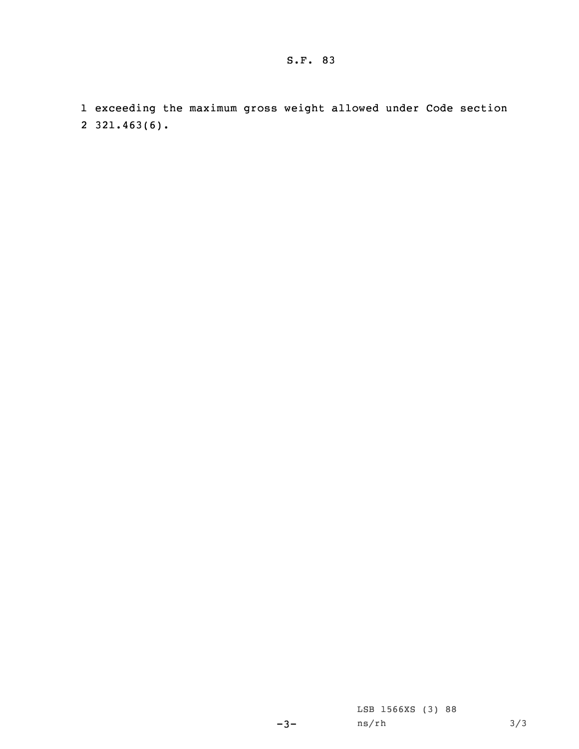exceeding the maximum gross weight allowed under Code section 321.463(6).